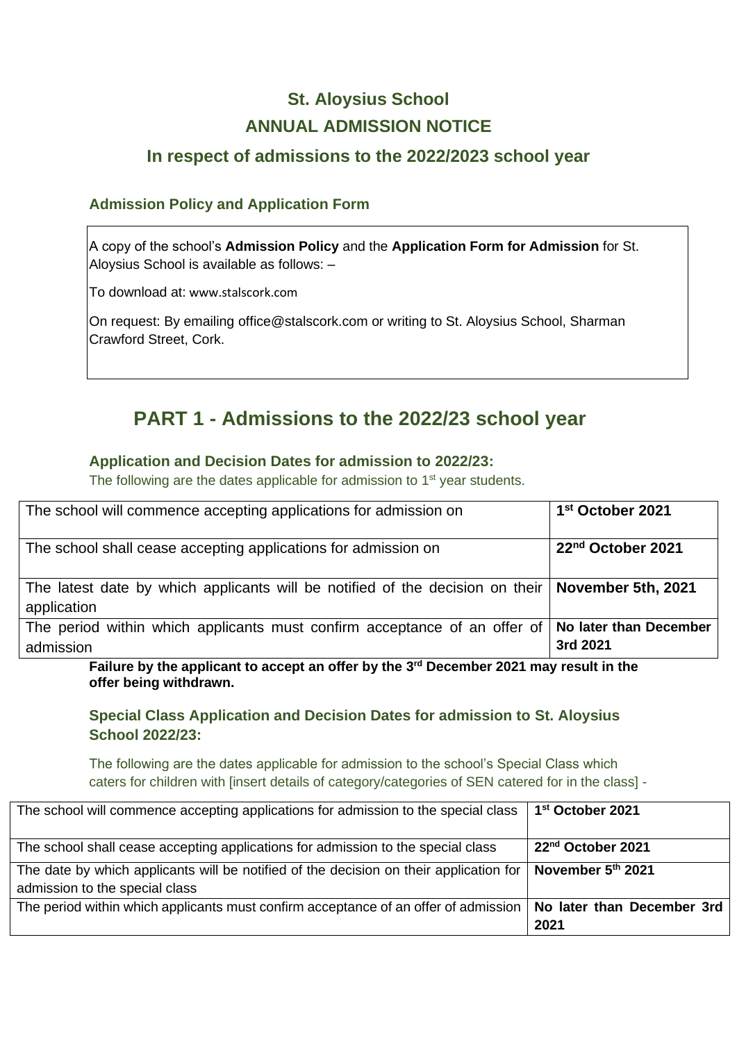# St. Aloysius School

# ANNUAL ADMISSION NOTICE

## In respect of admissions to the 2022/2023 school year

### Admission Policy and Application Form

A copy of the school's **Admission Policy** and the **Application Form for Admission** for St. Aloysius School is available as follows: –

To download at: www.stalscork.com

On request: By emailing office@stalscork.com or writing to St. Aloysius School, Sharman Crawford Street, Cork.

## PART 1 - Admissions to the 2022/23 school year

### Application and Decision Dates for admission to 2022/23:

The following are the dates applicable for admission to 1st year students.

| | |
|---|---|
| The school will commence accepting applications for admission on | **1st October 2021** |
| The school shall cease accepting applications for admission on | **22nd October 2021** |
| The latest date by which applicants will be notified of the decision on their application | **November 5th, 2021** |
| The period within which applicants must confirm acceptance of an offer of admission | **No later than December 3rd 2021** |

**Failure by the applicant to accept an offer by the 3rd December 2021 may result in the offer being withdrawn.**

### Special Class Application and Decision Dates for admission to St. Aloysius School 2022/23:

The following are the dates applicable for admission to the school's Special Class which caters for children with [insert details of category/categories of SEN catered for in the class] -

| | |
|---|---|
| The school will commence accepting applications for admission to the special class | **1st October 2021** |
| The school shall cease accepting applications for admission to the special class | **22nd October 2021** |
| The date by which applicants will be notified of the decision on their application for admission to the special class | **November 5th 2021** |
| The period within which applicants must confirm acceptance of an offer of admission | **No later than December 3rd 2021** |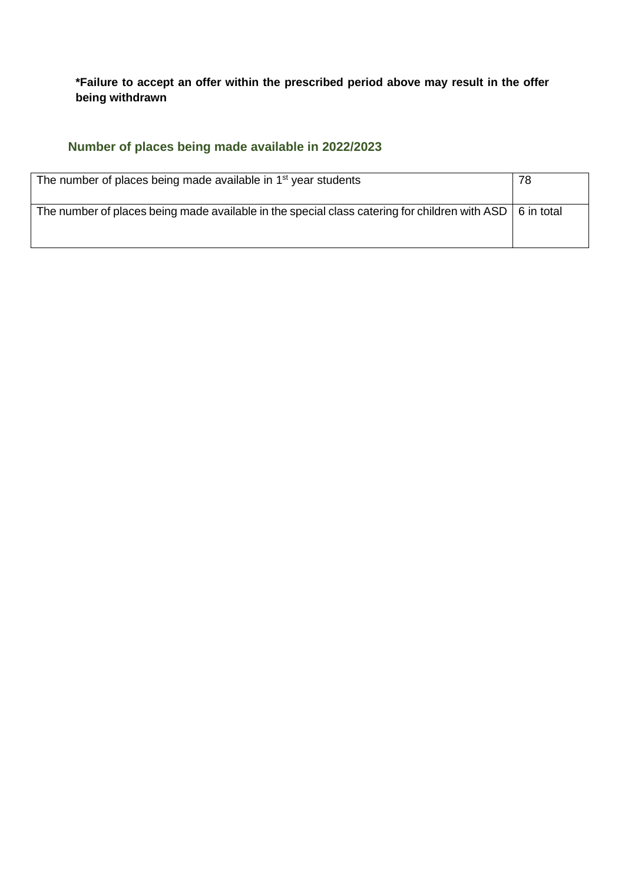**\*Failure to accept an offer within the prescribed period above may result in the offer being withdrawn**

## Number of places being made available in 2022/2023

| | |
|---|---|
| The number of places being made available in 1st year students | 78 |
| The number of places being made available in the special class catering for children with ASD | 6 in total |